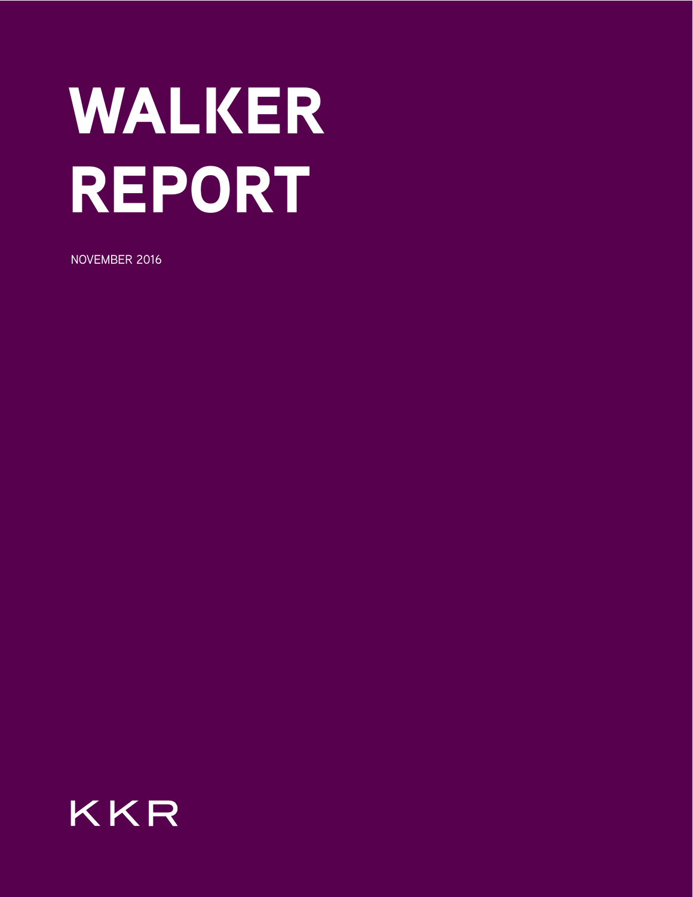# WALKER REPORT

NOVEMBER 2016

KKR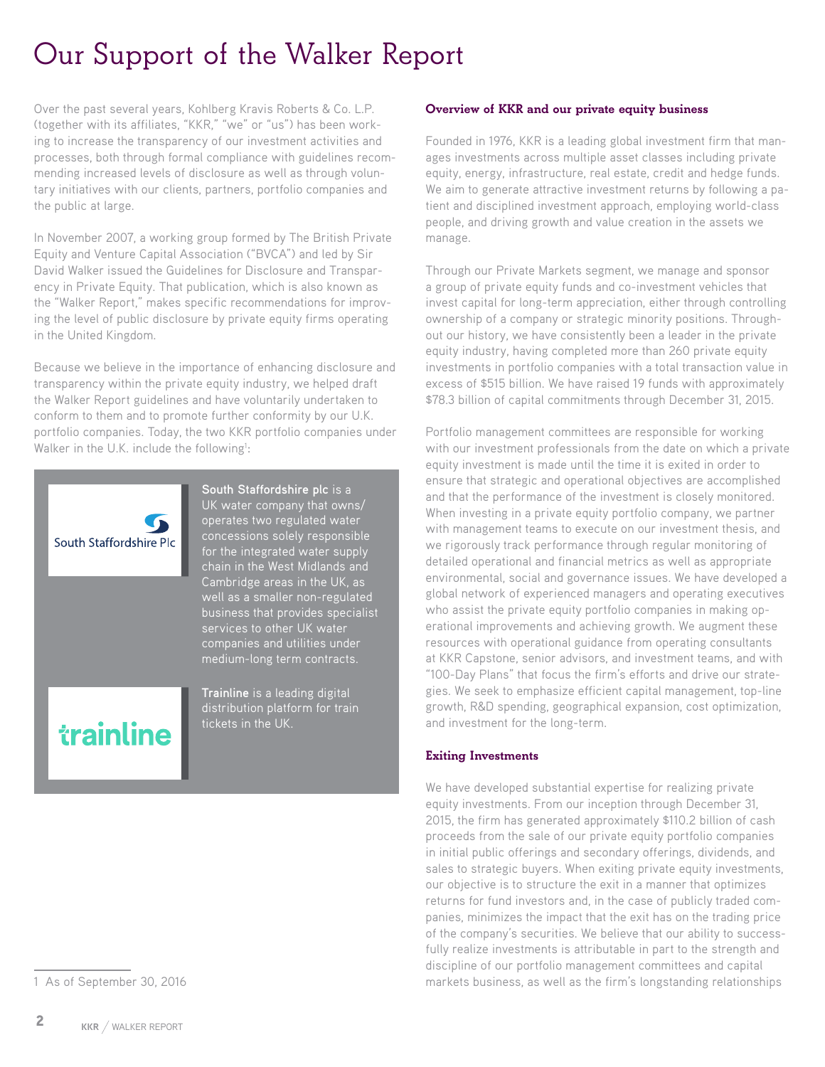# Our Support of the Walker Report

Over the past several years, Kohlberg Kravis Roberts & Co. L.P. (together with its affiliates, "KKR," "we" or "us") has been working to increase the transparency of our investment activities and processes, both through formal compliance with guidelines recommending increased levels of disclosure as well as through voluntary initiatives with our clients, partners, portfolio companies and the public at large.

In November 2007, a working group formed by The British Private Equity and Venture Capital Association ("BVCA") and led by Sir David Walker issued the Guidelines for Disclosure and Transparency in Private Equity. That publication, which is also known as the "Walker Report," makes specific recommendations for improving the level of public disclosure by private equity firms operating in the United Kingdom.

Because we believe in the importance of enhancing disclosure and transparency within the private equity industry, we helped draft the Walker Report guidelines and have voluntarily undertaken to conform to them and to promote further conformity by our U.K. portfolio companies. Today, the two KKR portfolio companies under Walker in the U.K. include the following[1]:

South Staffordshire Plc

**South Staffordshire plc** is a UK water company that owns/operates two regulated water concessions solely responsible for the integrated water supply chain in the West Midlands and Cambridge areas in the UK, as well as a smaller non-regulated business that provides specialist services to other UK water companies and utilities under medium-long term contracts.

trainline

**Trainline** is a leading digital distribution platform for train tickets in the UK.

1 As of September 30, 2016

**Overview of KKR and our private equity business**

Founded in 1976, KKR is a leading global investment firm that manages investments across multiple asset classes including private equity, energy, infrastructure, real estate, credit and hedge funds. We aim to generate attractive investment returns by following a patient and disciplined investment approach, employing world-class people, and driving growth and value creation in the assets we manage.

Through our Private Markets segment, we manage and sponsor a group of private equity funds and co-investment vehicles that invest capital for long-term appreciation, either through controlling ownership of a company or strategic minority positions. Throughout our history, we have consistently been a leader in the private equity industry, having completed more than 260 private equity investments in portfolio companies with a total transaction value in excess of $515 billion. We have raised 19 funds with approximately $78.3 billion of capital commitments through December 31, 2015.

Portfolio management committees are responsible for working with our investment professionals from the date on which a private equity investment is made until the time it is exited in order to ensure that strategic and operational objectives are accomplished and that the performance of the investment is closely monitored. When investing in a private equity portfolio company, we partner with management teams to execute on our investment thesis, and we rigorously track performance through regular monitoring of detailed operational and financial metrics as well as appropriate environmental, social and governance issues. We have developed a global network of experienced managers and operating executives who assist the private equity portfolio companies in making operational improvements and achieving growth. We augment these resources with operational guidance from operating consultants at KKR Capstone, senior advisors, and investment teams, and with "100-Day Plans" that focus the firm's efforts and drive our strategies. We seek to emphasize efficient capital management, top-line growth, R&D spending, geographical expansion, cost optimization, and investment for the long-term.

**Exiting Investments**

We have developed substantial expertise for realizing private equity investments. From our inception through December 31, 2015, the firm has generated approximately $110.2 billion of cash proceeds from the sale of our private equity portfolio companies in initial public offerings and secondary offerings, dividends, and sales to strategic buyers. When exiting private equity investments, our objective is to structure the exit in a manner that optimizes returns for fund investors and, in the case of publicly traded companies, minimizes the impact that the exit has on the trading price of the company's securities. We believe that our ability to successfully realize investments is attributable in part to the strength and discipline of our portfolio management committees and capital markets business, as well as the firm's longstanding relationships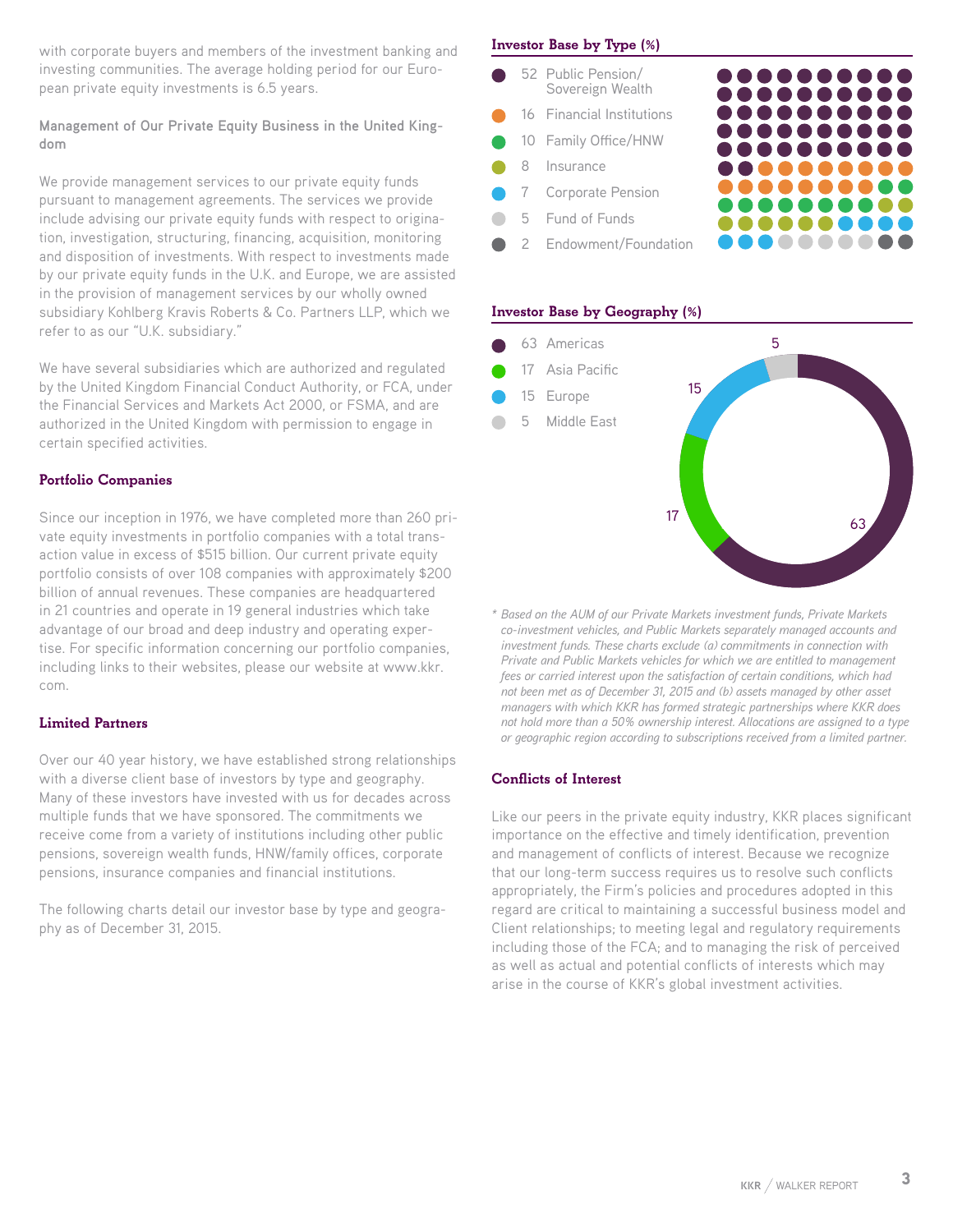with corporate buyers and members of the investment banking and investing communities. The average holding period for our European private equity investments is 6.5 years.

**Management of Our Private Equity Business in the United Kingdom**

We provide management services to our private equity funds pursuant to management agreements. The services we provide include advising our private equity funds with respect to origination, investigation, structuring, financing, acquisition, monitoring and disposition of investments. With respect to investments made by our private equity funds in the U.K. and Europe, we are assisted in the provision of management services by our wholly owned subsidiary Kohlberg Kravis Roberts & Co. Partners LLP, which we refer to as our "U.K. subsidiary."

We have several subsidiaries which are authorized and regulated by the United Kingdom Financial Conduct Authority, or FCA, under the Financial Services and Markets Act 2000, or FSMA, and are authorized in the United Kingdom with permission to engage in certain specified activities.

## Portfolio Companies

Since our inception in 1976, we have completed more than 260 private equity investments in portfolio companies with a total transaction value in excess of $515 billion. Our current private equity portfolio consists of over 108 companies with approximately $200 billion of annual revenues. These companies are headquartered in 21 countries and operate in 19 general industries which take advantage of our broad and deep industry and operating expertise. For specific information concerning our portfolio companies, including links to their websites, please our website at www.kkr.com.

## Limited Partners

Over our 40 year history, we have established strong relationships with a diverse client base of investors by type and geography. Many of these investors have invested with us for decades across multiple funds that we have sponsored. The commitments we receive come from a variety of institutions including other public pensions, sovereign wealth funds, HNW/family offices, corporate pensions, insurance companies and financial institutions.

The following charts detail our investor base by type and geography as of December 31, 2015.

**Investor Base by Type (%)**

52 Public Pension/ Sovereign Wealth
16 Financial Institutions
10 Family Office/HNW
8 Insurance
7 Corporate Pension
5 Fund of Funds
2 Endowment/Foundation

**Investor Base by Geography (%)**

63 Americas
17 Asia Pacific
15 Europe
5 Middle East

5
15
17
63

*\* Based on the AUM of our Private Markets investment funds, Private Markets co-investment vehicles, and Public Markets separately managed accounts and investment funds. These charts exclude (a) commitments in connection with Private and Public Markets vehicles for which we are entitled to management fees or carried interest upon the satisfaction of certain conditions, which had not been met as of December 31, 2015 and (b) assets managed by other asset managers with which KKR has formed strategic partnerships where KKR does not hold more than a 50% ownership interest. Allocations are assigned to a type or geographic region according to subscriptions received from a limited partner.*

## Conflicts of Interest

Like our peers in the private equity industry, KKR places significant importance on the effective and timely identification, prevention and management of conflicts of interest. Because we recognize that our long-term success requires us to resolve such conflicts appropriately, the Firm's policies and procedures adopted in this regard are critical to maintaining a successful business model and Client relationships; to meeting legal and regulatory requirements including those of the FCA; and to managing the risk of perceived as well as actual and potential conflicts of interests which may arise in the course of KKR's global investment activities.